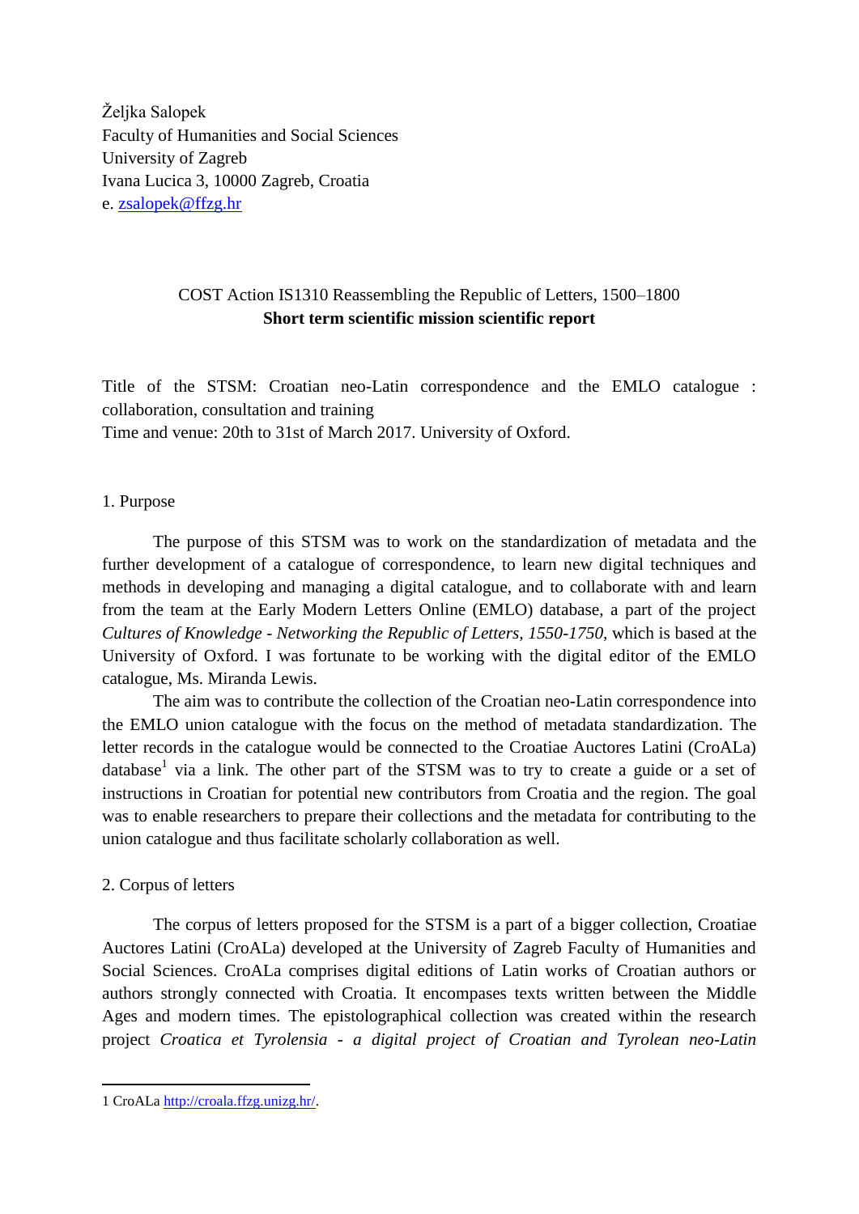Željka Salopek
Faculty of Humanities and Social Sciences
University of Zagreb
Ivana Lucica 3, 10000 Zagreb, Croatia
e. zsalopek@ffzg.hr

COST Action IS1310 Reassembling the Republic of Letters, 1500–1800

**Short term scientific mission scientific report**

Title of the STSM: Croatian neo-Latin correspondence and the EMLO catalogue : collaboration, consultation and training
Time and venue: 20th to 31st of March 2017. University of Oxford.

## 1. Purpose

The purpose of this STSM was to work on the standardization of metadata and the further development of a catalogue of correspondence, to learn new digital techniques and methods in developing and managing a digital catalogue, and to collaborate with and learn from the team at the Early Modern Letters Online (EMLO) database, a part of the project *Cultures of Knowledge - Networking the Republic of Letters, 1550-1750*, which is based at the University of Oxford. I was fortunate to be working with the digital editor of the EMLO catalogue, Ms. Miranda Lewis.

The aim was to contribute the collection of the Croatian neo-Latin correspondence into the EMLO union catalogue with the focus on the method of metadata standardization. The letter records in the catalogue would be connected to the Croatiae Auctores Latini (CroALa) database[1] via a link. The other part of the STSM was to try to create a guide or a set of instructions in Croatian for potential new contributors from Croatia and the region. The goal was to enable researchers to prepare their collections and the metadata for contributing to the union catalogue and thus facilitate scholarly collaboration as well.

## 2. Corpus of letters

The corpus of letters proposed for the STSM is a part of a bigger collection, Croatiae Auctores Latini (CroALa) developed at the University of Zagreb Faculty of Humanities and Social Sciences. CroALa comprises digital editions of Latin works of Croatian authors or authors strongly connected with Croatia. It encompases texts written between the Middle Ages and modern times. The epistolographical collection was created within the research project *Croatica et Tyrolensia - a digital project of Croatian and Tyrolean neo-Latin*

1 CroALa http://croala.ffzg.unizg.hr/.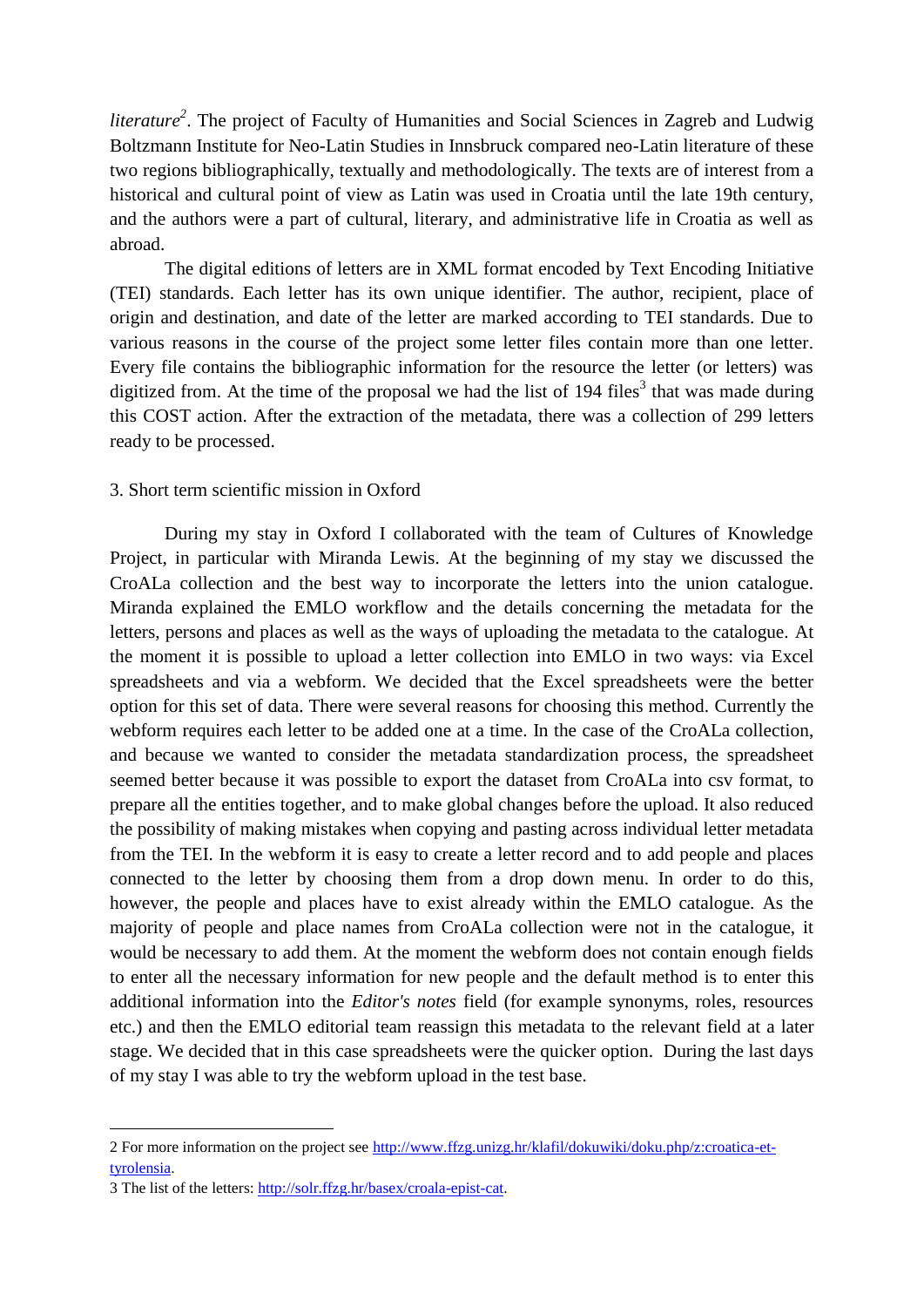*literature*[2]. The project of Faculty of Humanities and Social Sciences in Zagreb and Ludwig Boltzmann Institute for Neo-Latin Studies in Innsbruck compared neo-Latin literature of these two regions bibliographically, textually and methodologically. The texts are of interest from a historical and cultural point of view as Latin was used in Croatia until the late 19th century, and the authors were a part of cultural, literary, and administrative life in Croatia as well as abroad.

The digital editions of letters are in XML format encoded by Text Encoding Initiative (TEI) standards. Each letter has its own unique identifier. The author, recipient, place of origin and destination, and date of the letter are marked according to TEI standards. Due to various reasons in the course of the project some letter files contain more than one letter. Every file contains the bibliographic information for the resource the letter (or letters) was digitized from. At the time of the proposal we had the list of 194 files[3] that was made during this COST action. After the extraction of the metadata, there was a collection of 299 letters ready to be processed.

## 3. Short term scientific mission in Oxford

During my stay in Oxford I collaborated with the team of Cultures of Knowledge Project, in particular with Miranda Lewis. At the beginning of my stay we discussed the CroALa collection and the best way to incorporate the letters into the union catalogue. Miranda explained the EMLO workflow and the details concerning the metadata for the letters, persons and places as well as the ways of uploading the metadata to the catalogue. At the moment it is possible to upload a letter collection into EMLO in two ways: via Excel spreadsheets and via a webform. We decided that the Excel spreadsheets were the better option for this set of data. There were several reasons for choosing this method. Currently the webform requires each letter to be added one at a time. In the case of the CroALa collection, and because we wanted to consider the metadata standardization process, the spreadsheet seemed better because it was possible to export the dataset from CroALa into csv format, to prepare all the entities together, and to make global changes before the upload. It also reduced the possibility of making mistakes when copying and pasting across individual letter metadata from the TEI. In the webform it is easy to create a letter record and to add people and places connected to the letter by choosing them from a drop down menu. In order to do this, however, the people and places have to exist already within the EMLO catalogue. As the majority of people and place names from CroALa collection were not in the catalogue, it would be necessary to add them. At the moment the webform does not contain enough fields to enter all the necessary information for new people and the default method is to enter this additional information into the *Editor's notes* field (for example synonyms, roles, resources etc.) and then the EMLO editorial team reassign this metadata to the relevant field at a later stage. We decided that in this case spreadsheets were the quicker option. During the last days of my stay I was able to try the webform upload in the test base.

---

2 For more information on the project see http://www.ffzg.unizg.hr/klafil/dokuwiki/doku.php/z:croatica-et-tyrolensia.

3 The list of the letters: http://solr.ffzg.hr/basex/croala-epist-cat.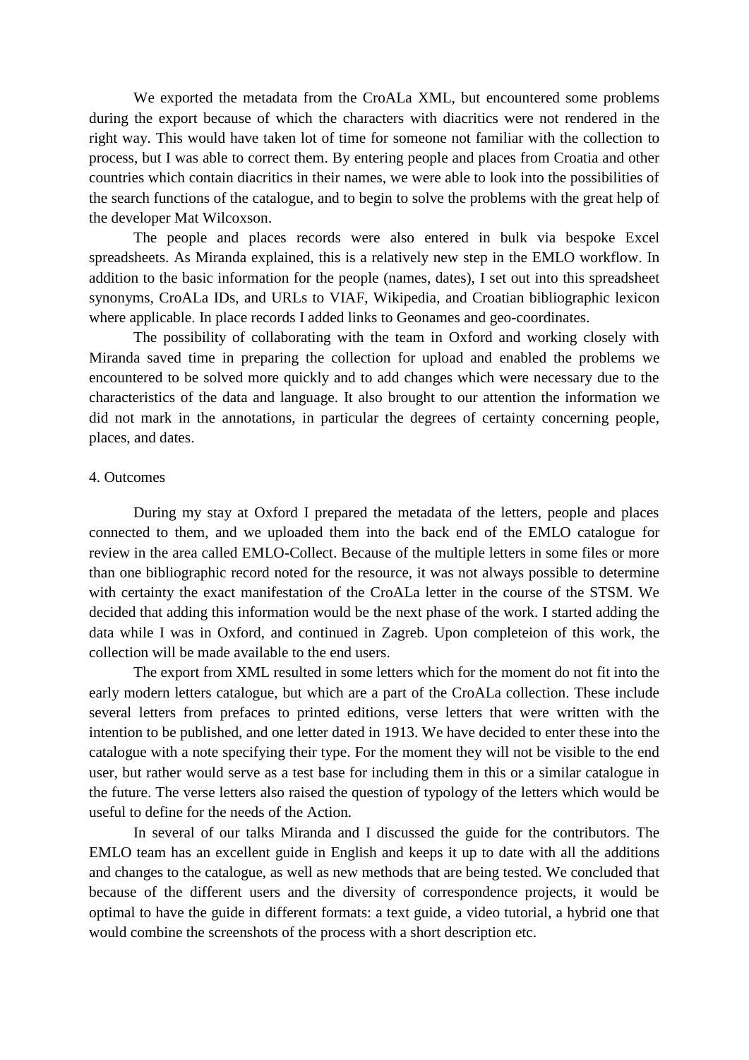We exported the metadata from the CroALa XML, but encountered some problems during the export because of which the characters with diacritics were not rendered in the right way. This would have taken lot of time for someone not familiar with the collection to process, but I was able to correct them. By entering people and places from Croatia and other countries which contain diacritics in their names, we were able to look into the possibilities of the search functions of the catalogue, and to begin to solve the problems with the great help of the developer Mat Wilcoxson.

The people and places records were also entered in bulk via bespoke Excel spreadsheets. As Miranda explained, this is a relatively new step in the EMLO workflow. In addition to the basic information for the people (names, dates), I set out into this spreadsheet synonyms, CroALa IDs, and URLs to VIAF, Wikipedia, and Croatian bibliographic lexicon where applicable. In place records I added links to Geonames and geo-coordinates.

The possibility of collaborating with the team in Oxford and working closely with Miranda saved time in preparing the collection for upload and enabled the problems we encountered to be solved more quickly and to add changes which were necessary due to the characteristics of the data and language. It also brought to our attention the information we did not mark in the annotations, in particular the degrees of certainty concerning people, places, and dates.

## 4. Outcomes

During my stay at Oxford I prepared the metadata of the letters, people and places connected to them, and we uploaded them into the back end of the EMLO catalogue for review in the area called EMLO-Collect. Because of the multiple letters in some files or more than one bibliographic record noted for the resource, it was not always possible to determine with certainty the exact manifestation of the CroALa letter in the course of the STSM. We decided that adding this information would be the next phase of the work. I started adding the data while I was in Oxford, and continued in Zagreb. Upon completeion of this work, the collection will be made available to the end users.

The export from XML resulted in some letters which for the moment do not fit into the early modern letters catalogue, but which are a part of the CroALa collection. These include several letters from prefaces to printed editions, verse letters that were written with the intention to be published, and one letter dated in 1913. We have decided to enter these into the catalogue with a note specifying their type. For the moment they will not be visible to the end user, but rather would serve as a test base for including them in this or a similar catalogue in the future. The verse letters also raised the question of typology of the letters which would be useful to define for the needs of the Action.

In several of our talks Miranda and I discussed the guide for the contributors. The EMLO team has an excellent guide in English and keeps it up to date with all the additions and changes to the catalogue, as well as new methods that are being tested. We concluded that because of the different users and the diversity of correspondence projects, it would be optimal to have the guide in different formats: a text guide, a video tutorial, a hybrid one that would combine the screenshots of the process with a short description etc.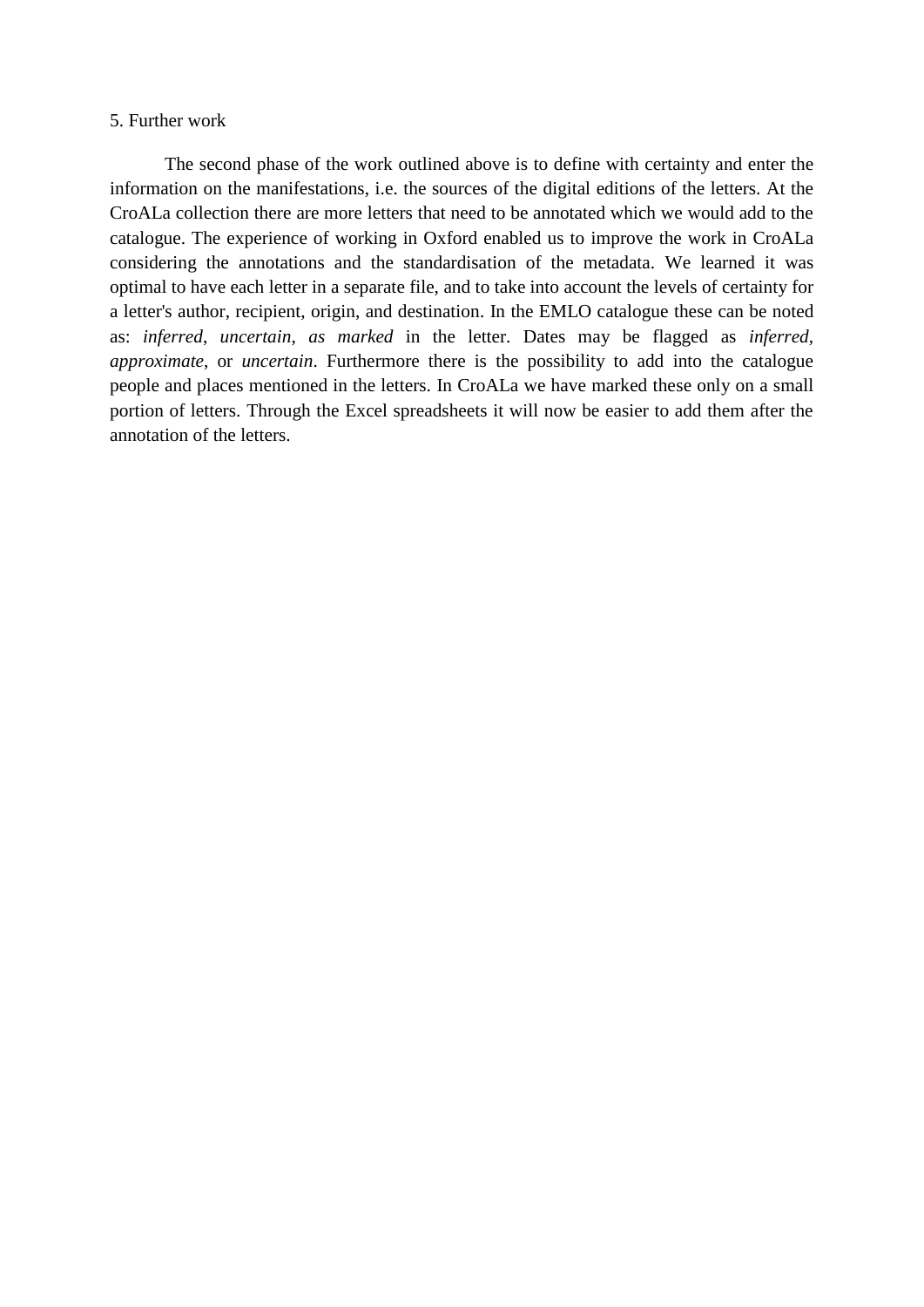## 5. Further work

The second phase of the work outlined above is to define with certainty and enter the information on the manifestations, i.e. the sources of the digital editions of the letters. At the CroALa collection there are more letters that need to be annotated which we would add to the catalogue. The experience of working in Oxford enabled us to improve the work in CroALa considering the annotations and the standardisation of the metadata. We learned it was optimal to have each letter in a separate file, and to take into account the levels of certainty for a letter's author, recipient, origin, and destination. In the EMLO catalogue these can be noted as: *inferred*, *uncertain*, *as marked* in the letter. Dates may be flagged as *inferred*, *approximate*, or *uncertain*. Furthermore there is the possibility to add into the catalogue people and places mentioned in the letters. In CroALa we have marked these only on a small portion of letters. Through the Excel spreadsheets it will now be easier to add them after the annotation of the letters.